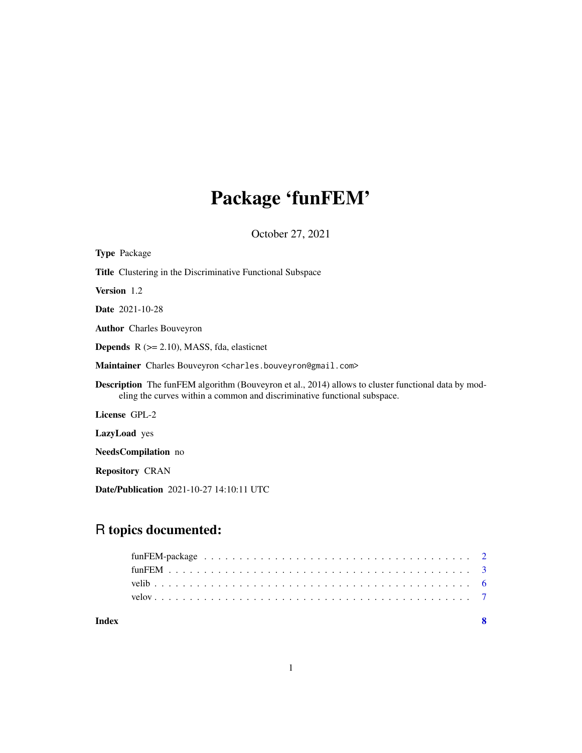# Package 'funFEM'

October 27, 2021

**Type** Package

**Title** Clustering in the Discriminative Functional Subspace

**Version** 1.2

**Date** 2021-10-28

**Author** Charles Bouveyron

**Depends** R (>= 2.10), MASS, fda, elasticnet

**Maintainer** Charles Bouveyron <charles.bouveyron@gmail.com>

**Description** The funFEM algorithm (Bouveyron et al., 2014) allows to cluster functional data by modeling the curves within a common and discriminative functional subspace.

**License** GPL-2

**LazyLoad** yes

**NeedsCompilation** no

**Repository** CRAN

**Date/Publication** 2021-10-27 14:10:11 UTC

## R topics documented:

funFEM-package . . . . . . . . . . . . . . . . . . . . . . . . . . . . . . . . . . . . . 2
funFEM . . . . . . . . . . . . . . . . . . . . . . . . . . . . . . . . . . . . . . . . . . 3
velib . . . . . . . . . . . . . . . . . . . . . . . . . . . . . . . . . . . . . . . . . . . 6
velov . . . . . . . . . . . . . . . . . . . . . . . . . . . . . . . . . . . . . . . . . . . 7

**Index** **8**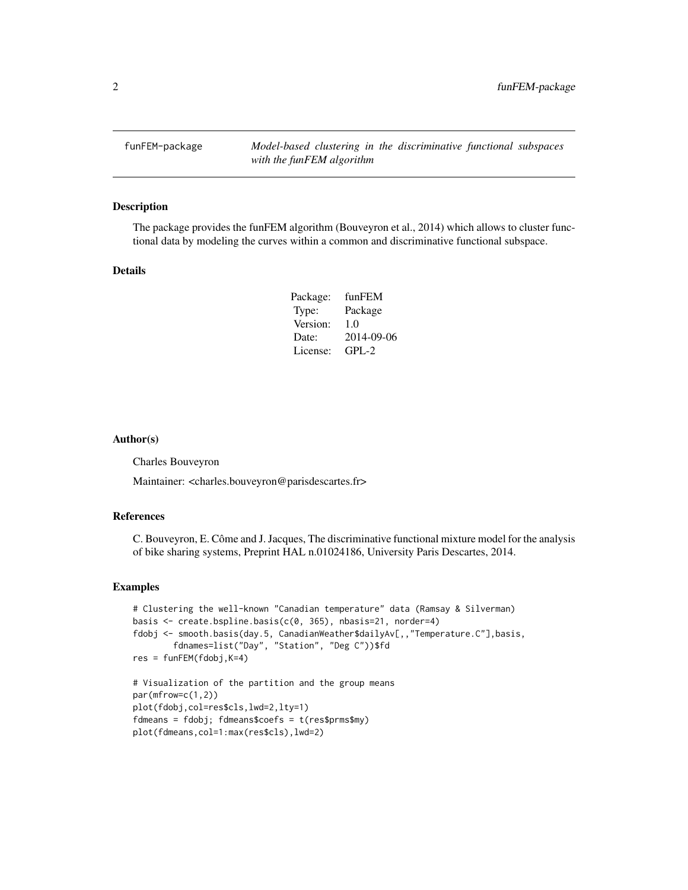funFEM-package *Model-based clustering in the discriminative functional subspaces with the funFEM algorithm*

## Description

The package provides the funFEM algorithm (Bouveyron et al., 2014) which allows to cluster functional data by modeling the curves within a common and discriminative functional subspace.

## Details

| | |
|---|---|
| Package: | funFEM |
| Type: | Package |
| Version: | 1.0 |
| Date: | 2014-09-06 |
| License: | GPL-2 |

## Author(s)

Charles Bouveyron

Maintainer: <charles.bouveyron@parisdescartes.fr>

## References

C. Bouveyron, E. Côme and J. Jacques, The discriminative functional mixture model for the analysis of bike sharing systems, Preprint HAL n.01024186, University Paris Descartes, 2014.

## Examples

```
# Clustering the well-known "Canadian temperature" data (Ramsay & Silverman)
basis <- create.bspline.basis(c(0, 365), nbasis=21, norder=4)
fdobj <- smooth.basis(day.5, CanadianWeather$dailyAv[,,"Temperature.C"],basis,
        fdnames=list("Day", "Station", "Deg C"))$fd
res = funFEM(fdobj,K=4)

# Visualization of the partition and the group means
par(mfrow=c(1,2))
plot(fdobj,col=res$cls,lwd=2,lty=1)
fdmeans = fdobj; fdmeans$coefs = t(res$prms$my)
plot(fdmeans,col=1:max(res$cls),lwd=2)
```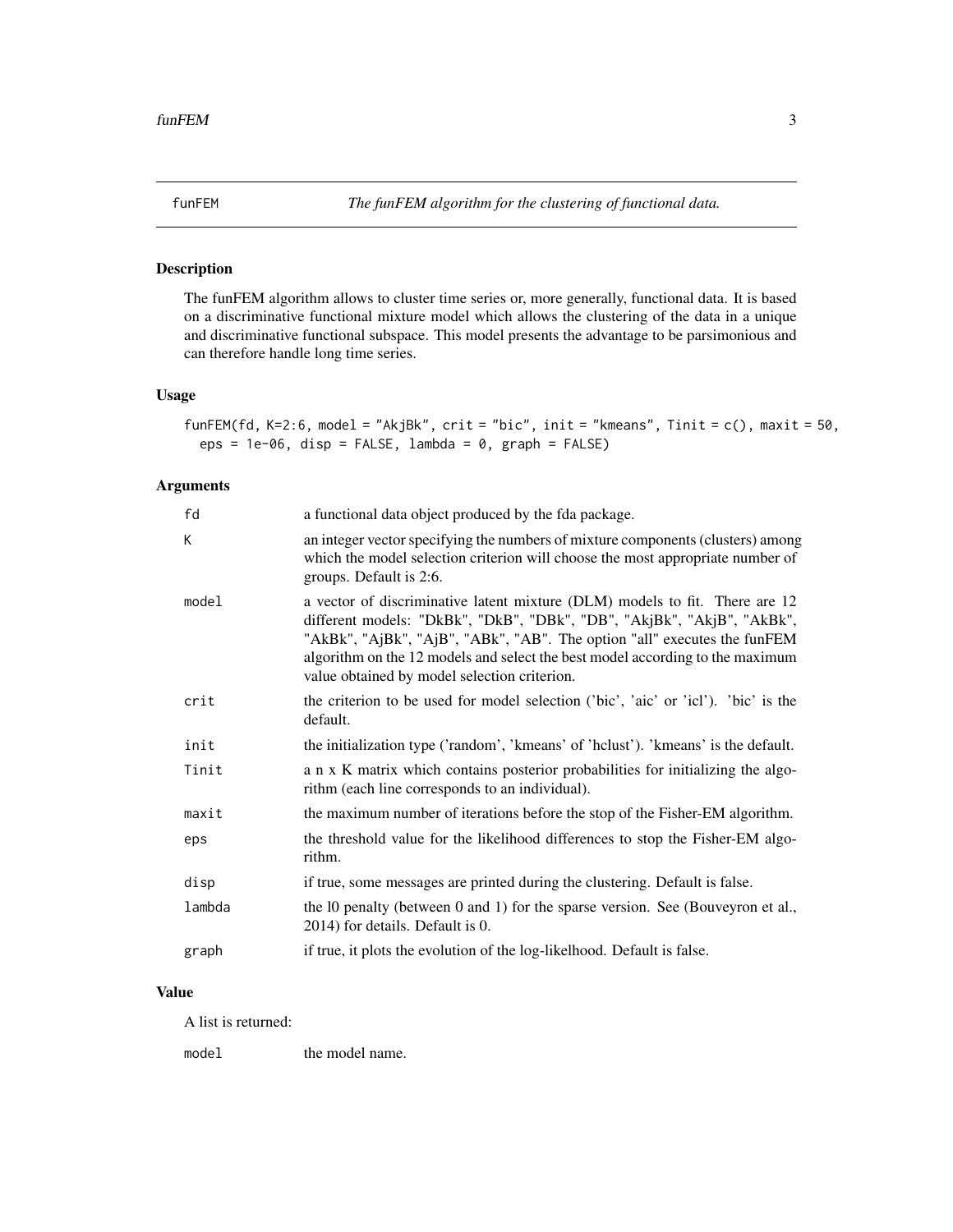funFEM — *The funFEM algorithm for the clustering of functional data.*

## Description

The funFEM algorithm allows to cluster time series or, more generally, functional data. It is based on a discriminative functional mixture model which allows the clustering of the data in a unique and discriminative functional subspace. This model presents the advantage to be parsimonious and can therefore handle long time series.

## Usage

```
funFEM(fd, K=2:6, model = "AkjBk", crit = "bic", init = "kmeans", Tinit = c(), maxit = 50,
  eps = 1e-06, disp = FALSE, lambda = 0, graph = FALSE)
```

## Arguments

| | |
|---|---|
| fd | a functional data object produced by the fda package. |
| K | an integer vector specifying the numbers of mixture components (clusters) among which the model selection criterion will choose the most appropriate number of groups. Default is 2:6. |
| model | a vector of discriminative latent mixture (DLM) models to fit. There are 12 different models: "DkBk", "DkB", "DBk", "DB", "AkjBk", "AkjB", "AkBk", "AkBk", "AjBk", "AjB", "ABk", "AB". The option "all" executes the funFEM algorithm on the 12 models and select the best model according to the maximum value obtained by model selection criterion. |
| crit | the criterion to be used for model selection ('bic', 'aic' or 'icl'). 'bic' is the default. |
| init | the initialization type ('random', 'kmeans' of 'hclust'). 'kmeans' is the default. |
| Tinit | a n x K matrix which contains posterior probabilities for initializing the algorithm (each line corresponds to an individual). |
| maxit | the maximum number of iterations before the stop of the Fisher-EM algorithm. |
| eps | the threshold value for the likelihood differences to stop the Fisher-EM algorithm. |
| disp | if true, some messages are printed during the clustering. Default is false. |
| lambda | the l0 penalty (between 0 and 1) for the sparse version. See (Bouveyron et al., 2014) for details. Default is 0. |
| graph | if true, it plots the evolution of the log-likelihood. Default is false. |

## Value

A list is returned:

| | |
|---|---|
| model | the model name. |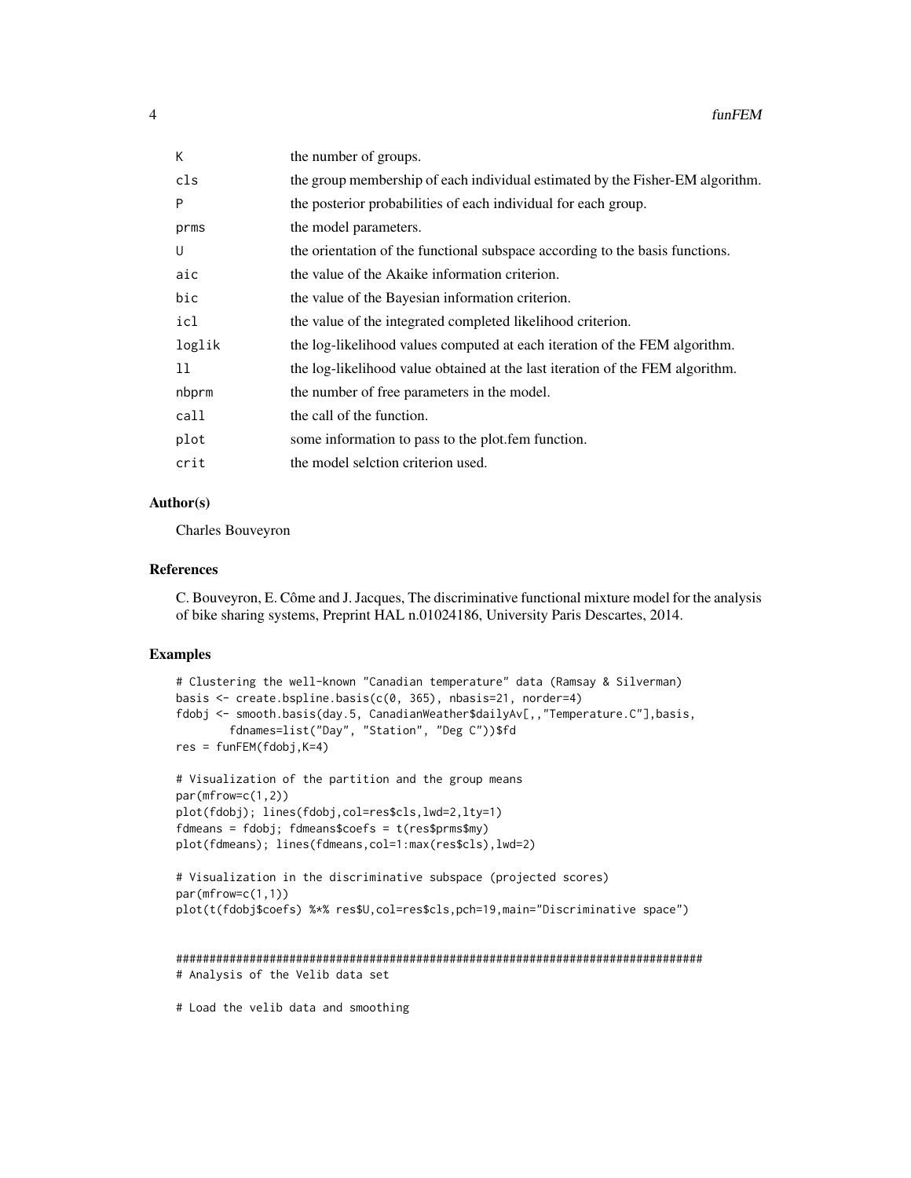| | |
|---|---|
| K | the number of groups. |
| cls | the group membership of each individual estimated by the Fisher-EM algorithm. |
| P | the posterior probabilities of each individual for each group. |
| prms | the model parameters. |
| U | the orientation of the functional subspace according to the basis functions. |
| aic | the value of the Akaike information criterion. |
| bic | the value of the Bayesian information criterion. |
| icl | the value of the integrated completed likelihood criterion. |
| loglik | the log-likelihood values computed at each iteration of the FEM algorithm. |
| ll | the log-likelihood value obtained at the last iteration of the FEM algorithm. |
| nbprm | the number of free parameters in the model. |
| call | the call of the function. |
| plot | some information to pass to the plot.fem function. |
| crit | the model selction criterion used. |

### Author(s)

Charles Bouveyron

### References

C. Bouveyron, E. Côme and J. Jacques, The discriminative functional mixture model for the analysis of bike sharing systems, Preprint HAL n.01024186, University Paris Descartes, 2014.

### Examples

```
# Clustering the well-known "Canadian temperature" data (Ramsay & Silverman)
basis <- create.bspline.basis(c(0, 365), nbasis=21, norder=4)
fdobj <- smooth.basis(day.5, CanadianWeather$dailyAv[,,"Temperature.C"],basis,
        fdnames=list("Day", "Station", "Deg C"))$fd
res = funFEM(fdobj,K=4)

# Visualization of the partition and the group means
par(mfrow=c(1,2))
plot(fdobj); lines(fdobj,col=res$cls,lwd=2,lty=1)
fdmeans = fdobj; fdmeans$coefs = t(res$prms$my)
plot(fdmeans); lines(fdmeans,col=1:max(res$cls),lwd=2)

# Visualization in the discriminative subspace (projected scores)
par(mfrow=c(1,1))
plot(t(fdobj$coefs) %*% res$U,col=res$cls,pch=19,main="Discriminative space")


####################################################################################
# Analysis of the Velib data set

# Load the velib data and smoothing
```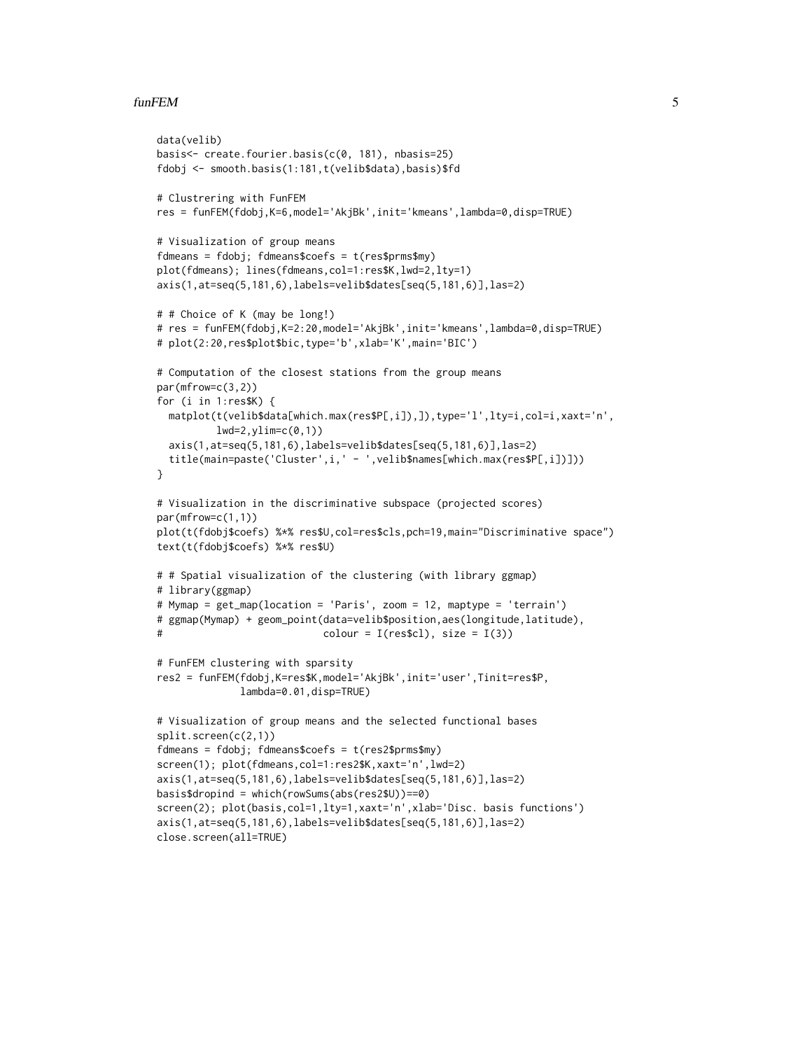```
data(velib)
basis<- create.fourier.basis(c(0, 181), nbasis=25)
fdobj <- smooth.basis(1:181,t(velib$data),basis)$fd

# Clustrering with FunFEM
res = funFEM(fdobj,K=6,model='AkjBk',init='kmeans',lambda=0,disp=TRUE)

# Visualization of group means
fdmeans = fdobj; fdmeans$coefs = t(res$prms$my)
plot(fdmeans); lines(fdmeans,col=1:res$K,lwd=2,lty=1)
axis(1,at=seq(5,181,6),labels=velib$dates[seq(5,181,6)],las=2)

# # Choice of K (may be long!)
# res = funFEM(fdobj,K=2:20,model='AkjBk',init='kmeans',lambda=0,disp=TRUE)
# plot(2:20,res$plot$bic,type='b',xlab='K',main='BIC')

# Computation of the closest stations from the group means
par(mfrow=c(3,2))
for (i in 1:res$K) {
  matplot(t(velib$data[which.max(res$P[,i]),]),type='l',lty=i,col=i,xaxt='n',
          lwd=2,ylim=c(0,1))
  axis(1,at=seq(5,181,6),labels=velib$dates[seq(5,181,6)],las=2)
  title(main=paste('Cluster',i,' - ',velib$names[which.max(res$P[,i])]))
}

# Visualization in the discriminative subspace (projected scores)
par(mfrow=c(1,1))
plot(t(fdobj$coefs) %*% res$U,col=res$cls,pch=19,main="Discriminative space")
text(t(fdobj$coefs) %*% res$U)

# # Spatial visualization of the clustering (with library ggmap)
# library(ggmap)
# Mymap = get_map(location = 'Paris', zoom = 12, maptype = 'terrain')
# ggmap(Mymap) + geom_point(data=velib$position,aes(longitude,latitude),
#                           colour = I(res$cl), size = I(3))

# FunFEM clustering with sparsity
res2 = funFEM(fdobj,K=res$K,model='AkjBk',init='user',Tinit=res$P,
              lambda=0.01,disp=TRUE)

# Visualization of group means and the selected functional bases
split.screen(c(2,1))
fdmeans = fdobj; fdmeans$coefs = t(res2$prms$my)
screen(1); plot(fdmeans,col=1:res2$K,xaxt='n',lwd=2)
axis(1,at=seq(5,181,6),labels=velib$dates[seq(5,181,6)],las=2)
basis$dropind = which(rowSums(abs(res2$U))==0)
screen(2); plot(basis,col=1,lty=1,xaxt='n',xlab='Disc. basis functions')
axis(1,at=seq(5,181,6),labels=velib$dates[seq(5,181,6)],las=2)
close.screen(all=TRUE)
```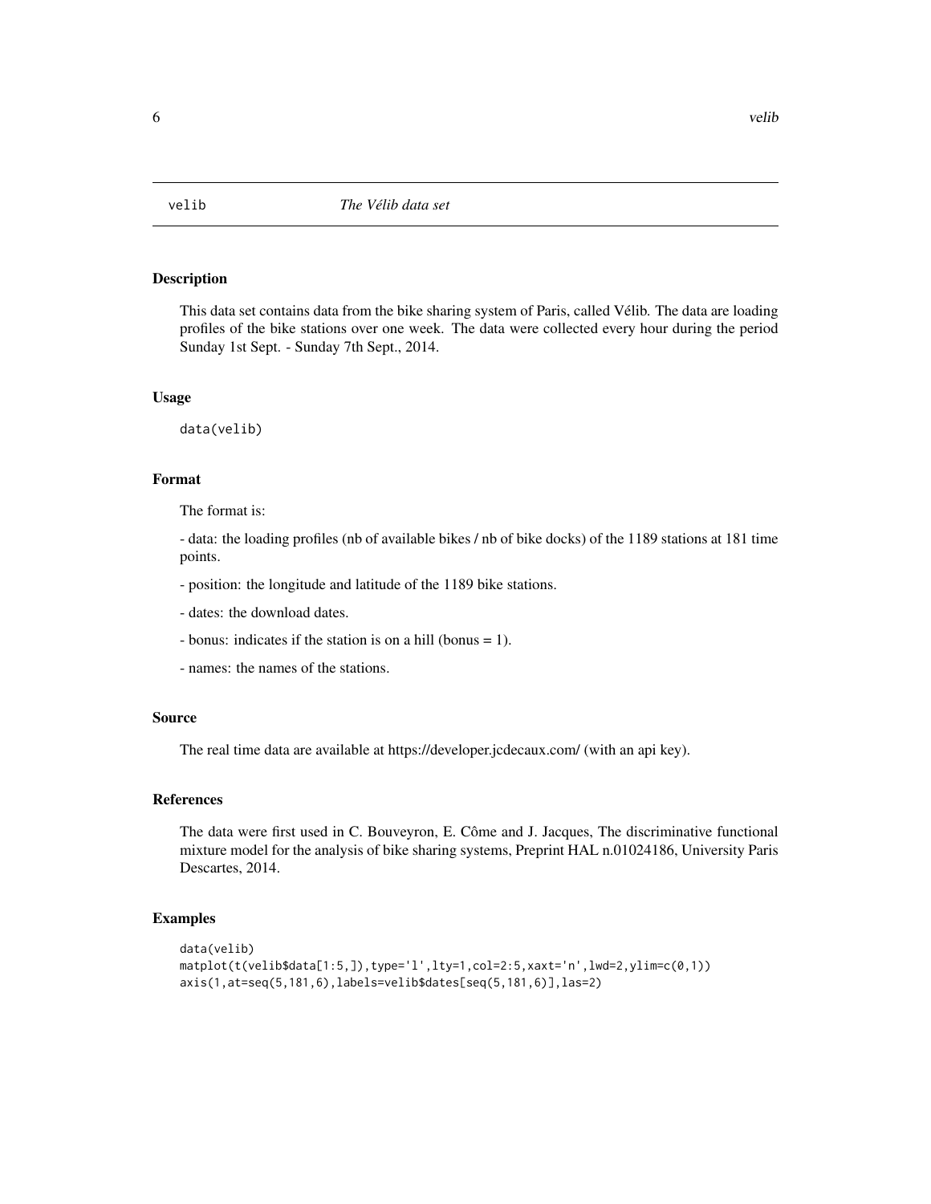velib *The Vélib data set*

### Description

This data set contains data from the bike sharing system of Paris, called Vélib. The data are loading profiles of the bike stations over one week. The data were collected every hour during the period Sunday 1st Sept. - Sunday 7th Sept., 2014.

### Usage

```
data(velib)
```

### Format

The format is:

- data: the loading profiles (nb of available bikes / nb of bike docks) of the 1189 stations at 181 time points.

- position: the longitude and latitude of the 1189 bike stations.

- dates: the download dates.

- bonus: indicates if the station is on a hill (bonus = 1).

- names: the names of the stations.

### Source

The real time data are available at https://developer.jcdecaux.com/ (with an api key).

### References

The data were first used in C. Bouveyron, E. Côme and J. Jacques, The discriminative functional mixture model for the analysis of bike sharing systems, Preprint HAL n.01024186, University Paris Descartes, 2014.

### Examples

```
data(velib)
matplot(t(velib$data[1:5,]),type='l',lty=1,col=2:5,xaxt='n',lwd=2,ylim=c(0,1))
axis(1,at=seq(5,181,6),labels=velib$dates[seq(5,181,6)],las=2)
```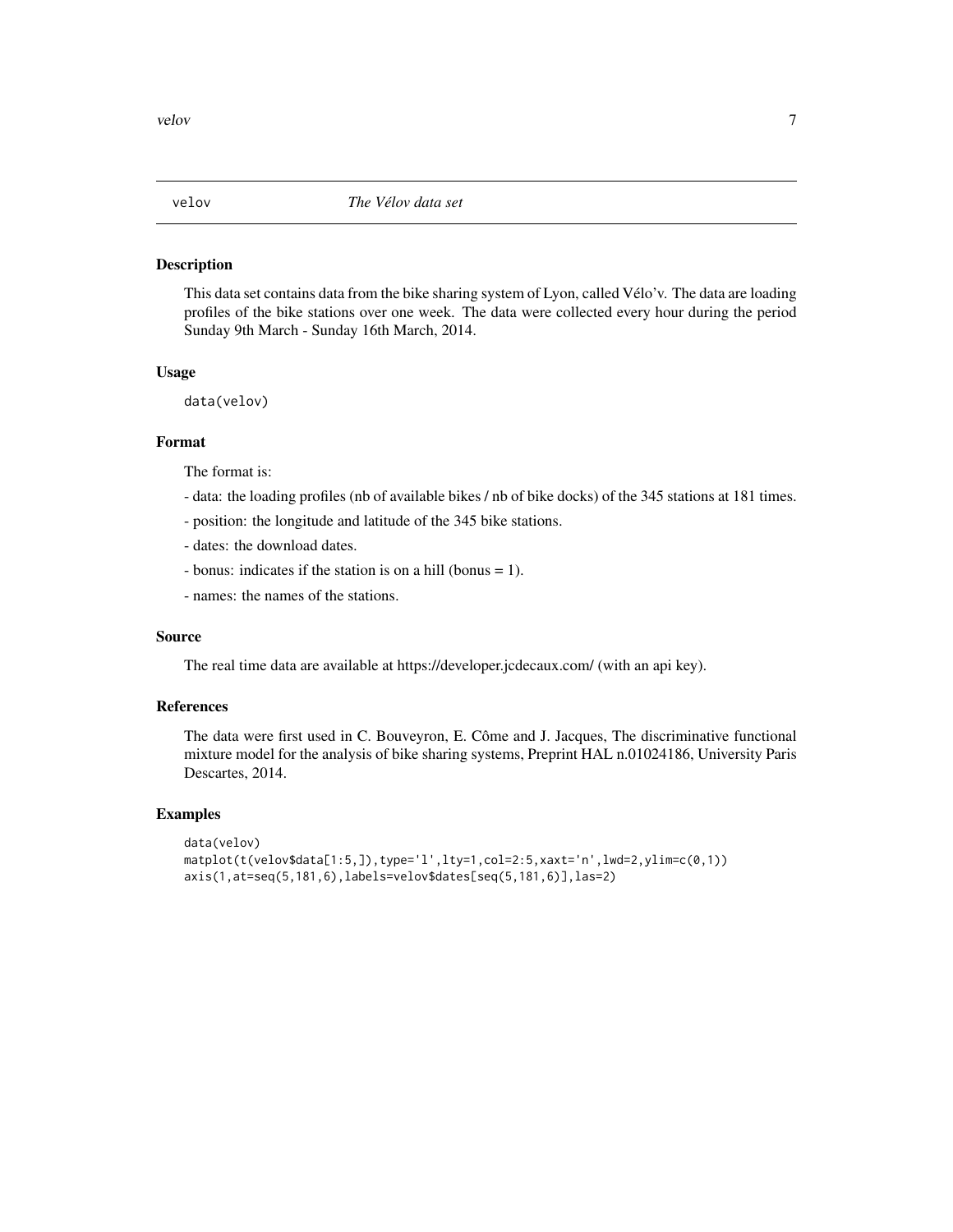# velov — *The Vélov data set*

## Description

This data set contains data from the bike sharing system of Lyon, called Vélo'v. The data are loading profiles of the bike stations over one week. The data were collected every hour during the period Sunday 9th March - Sunday 16th March, 2014.

## Usage

```
data(velov)
```

## Format

The format is:

- data: the loading profiles (nb of available bikes / nb of bike docks) of the 345 stations at 181 times.

- position: the longitude and latitude of the 345 bike stations.

- dates: the download dates.

- bonus: indicates if the station is on a hill (bonus = 1).

- names: the names of the stations.

## Source

The real time data are available at https://developer.jcdecaux.com/ (with an api key).

## References

The data were first used in C. Bouveyron, E. Côme and J. Jacques, The discriminative functional mixture model for the analysis of bike sharing systems, Preprint HAL n.01024186, University Paris Descartes, 2014.

## Examples

```
data(velov)
matplot(t(velov$data[1:5,]),type='l',lty=1,col=2:5,xaxt='n',lwd=2,ylim=c(0,1))
axis(1,at=seq(5,181,6),labels=velov$dates[seq(5,181,6)],las=2)
```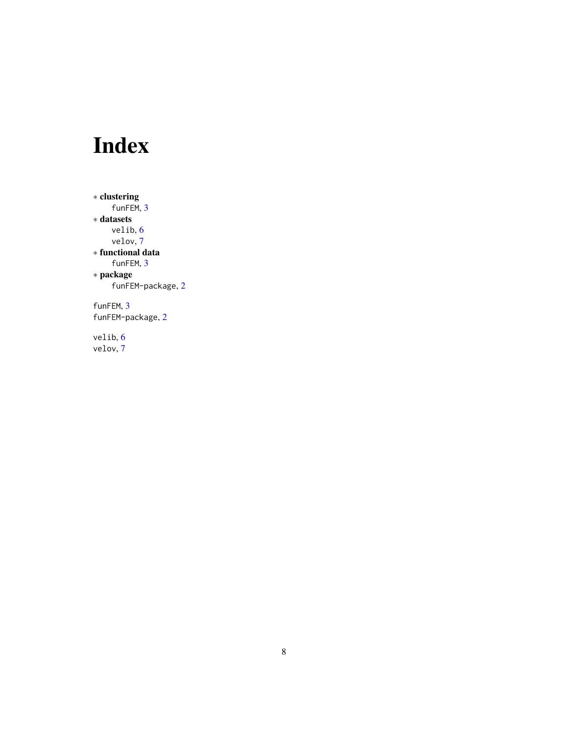# Index

∗ **clustering**
    funFEM, 3
∗ **datasets**
    velib, 6
    velov, 7
∗ **functional data**
    funFEM, 3
∗ **package**
    funFEM-package, 2

funFEM, 3
funFEM-package, 2

velib, 6
velov, 7